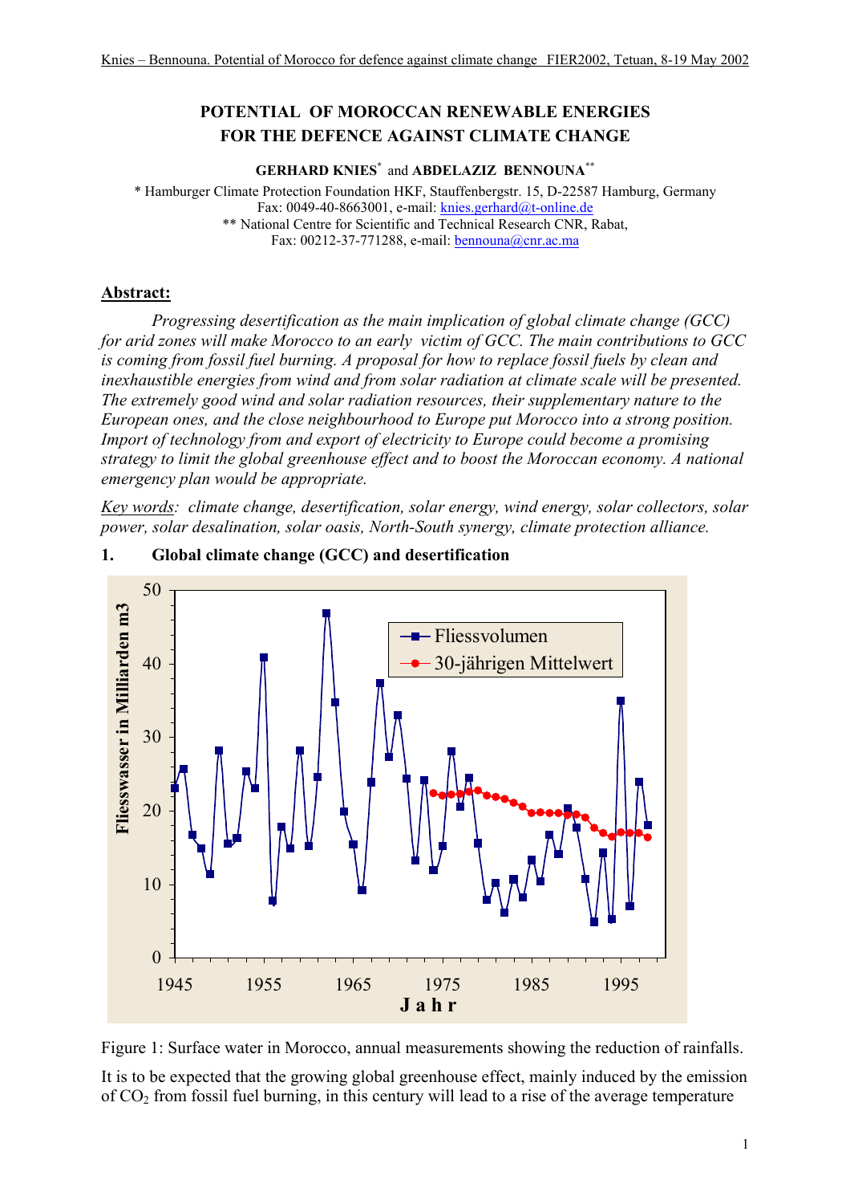# POTENTIAL OF MOROCCAN RENEWABLE ENERGIES FOR THE DEFENCE AGAINST CLIMATE CHANGE

**GERHARD KNIES**[*] and **ABDELAZIZ BENNOUNA**[**]

[*] Hamburger Climate Protection Foundation HKF, Stauffenbergstr. 15, D-22587 Hamburg, Germany
Fax: 0049-40-8663001, e-mail: knies.gerhard@t-online.de
[**] National Centre for Scientific and Technical Research CNR, Rabat,
Fax: 00212-37-771288, e-mail: bennouna@cnr.ac.ma

## Abstract:

*Progressing desertification as the main implication of global climate change (GCC) for arid zones will make Morocco to an early victim of GCC. The main contributions to GCC is coming from fossil fuel burning. A proposal for how to replace fossil fuels by clean and inexhaustible energies from wind and from solar radiation at climate scale will be presented. The extremely good wind and solar radiation resources, their supplementary nature to the European ones, and the close neighbourhood to Europe put Morocco into a strong position. Import of technology from and export of electricity to Europe could become a promising strategy to limit the global greenhouse effect and to boost the Moroccan economy. A national emergency plan would be appropriate.*

*Key words: climate change, desertification, solar energy, wind energy, solar collectors, solar power, solar desalination, solar oasis, North-South synergy, climate protection alliance.*

## 1. Global climate change (GCC) and desertification

Fliesswasser in Milliarden m3

0
10
20
30
40
50

1945
1955
1965
1975
1985
1995

J a h r

Fliessvolumen
30-jährigen Mittelwert

Figure 1: Surface water in Morocco, annual measurements showing the reduction of rainfalls.

It is to be expected that the growing global greenhouse effect, mainly induced by the emission of $CO_2$ from fossil fuel burning, in this century will lead to a rise of the average temperature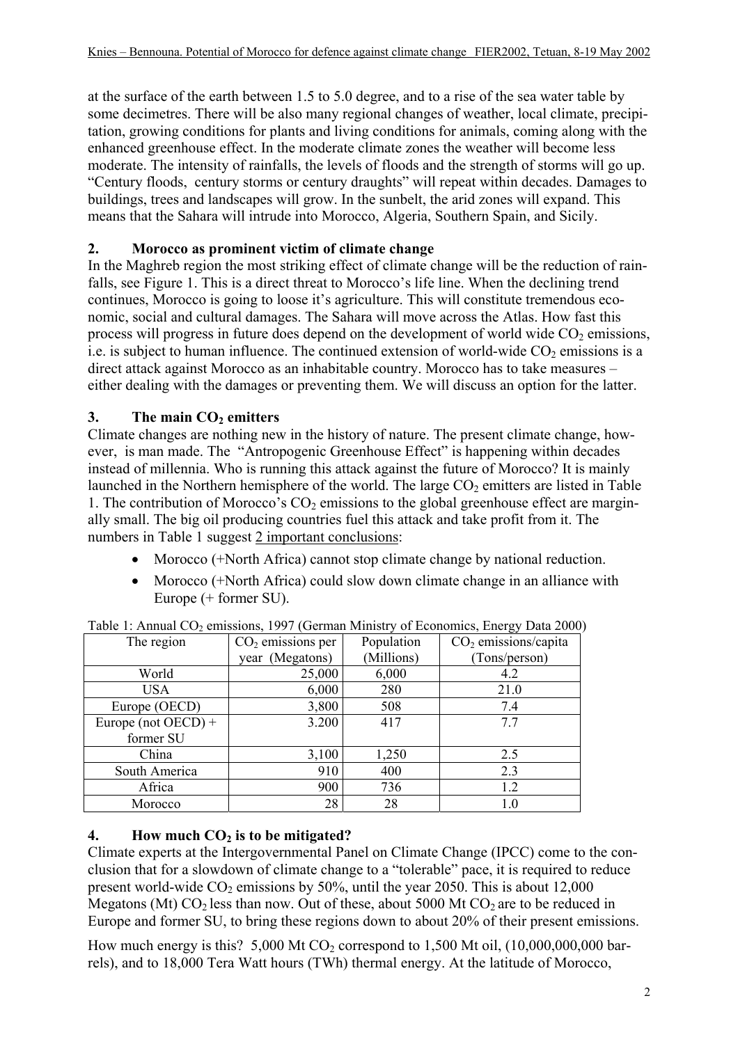at the surface of the earth between 1.5 to 5.0 degree, and to a rise of the sea water table by some decimetres. There will be also many regional changes of weather, local climate, precipitation, growing conditions for plants and living conditions for animals, coming along with the enhanced greenhouse effect. In the moderate climate zones the weather will become less moderate. The intensity of rainfalls, the levels of floods and the strength of storms will go up. "Century floods, century storms or century draughts" will repeat within decades. Damages to buildings, trees and landscapes will grow. In the sunbelt, the arid zones will expand. This means that the Sahara will intrude into Morocco, Algeria, Southern Spain, and Sicily.

## 2. Morocco as prominent victim of climate change

In the Maghreb region the most striking effect of climate change will be the reduction of rainfalls, see Figure 1. This is a direct threat to Morocco's life line. When the declining trend continues, Morocco is going to loose it's agriculture. This will constitute tremendous economic, social and cultural damages. The Sahara will move across the Atlas. How fast this process will progress in future does depend on the development of world wide $CO_2$ emissions, i.e. is subject to human influence. The continued extension of world-wide $CO_2$ emissions is a direct attack against Morocco as an inhabitable country. Morocco has to take measures – either dealing with the damages or preventing them. We will discuss an option for the latter.

## 3. The main $CO_2$ emitters

Climate changes are nothing new in the history of nature. The present climate change, however, is man made. The "Antropogenic Greenhouse Effect" is happening within decades instead of millennia. Who is running this attack against the future of Morocco? It is mainly launched in the Northern hemisphere of the world. The large $CO_2$ emitters are listed in Table 1. The contribution of Morocco's $CO_2$ emissions to the global greenhouse effect are marginally small. The big oil producing countries fuel this attack and take profit from it. The numbers in Table 1 suggest 2 important conclusions:

- Morocco (+North Africa) cannot stop climate change by national reduction.
- Morocco (+North Africa) could slow down climate change in an alliance with Europe (+ former SU).

Table 1: Annual $CO_2$ emissions, 1997 (German Ministry of Economics, Energy Data 2000)

| The region | $CO_2$ emissions per year (Megatons) | Population (Millions) | $CO_2$ emissions/capita (Tons/person) |
|---|---|---|---|
| World | 25,000 | 6,000 | 4.2 |
| USA | 6,000 | 280 | 21.0 |
| Europe (OECD) | 3,800 | 508 | 7.4 |
| Europe (not OECD) + former SU | 3.200 | 417 | 7.7 |
| China | 3,100 | 1,250 | 2.5 |
| South America | 910 | 400 | 2.3 |
| Africa | 900 | 736 | 1.2 |
| Morocco | 28 | 28 | 1.0 |

## 4. How much $CO_2$ is to be mitigated?

Climate experts at the Intergovernmental Panel on Climate Change (IPCC) come to the conclusion that for a slowdown of climate change to a "tolerable" pace, it is required to reduce present world-wide $CO_2$ emissions by 50%, until the year 2050. This is about 12,000 Megatons (Mt) $CO_2$ less than now. Out of these, about 5000 Mt $CO_2$ are to be reduced in Europe and former SU, to bring these regions down to about 20% of their present emissions.

How much energy is this? 5,000 Mt $CO_2$ correspond to 1,500 Mt oil, (10,000,000,000 barrels), and to 18,000 Tera Watt hours (TWh) thermal energy. At the latitude of Morocco,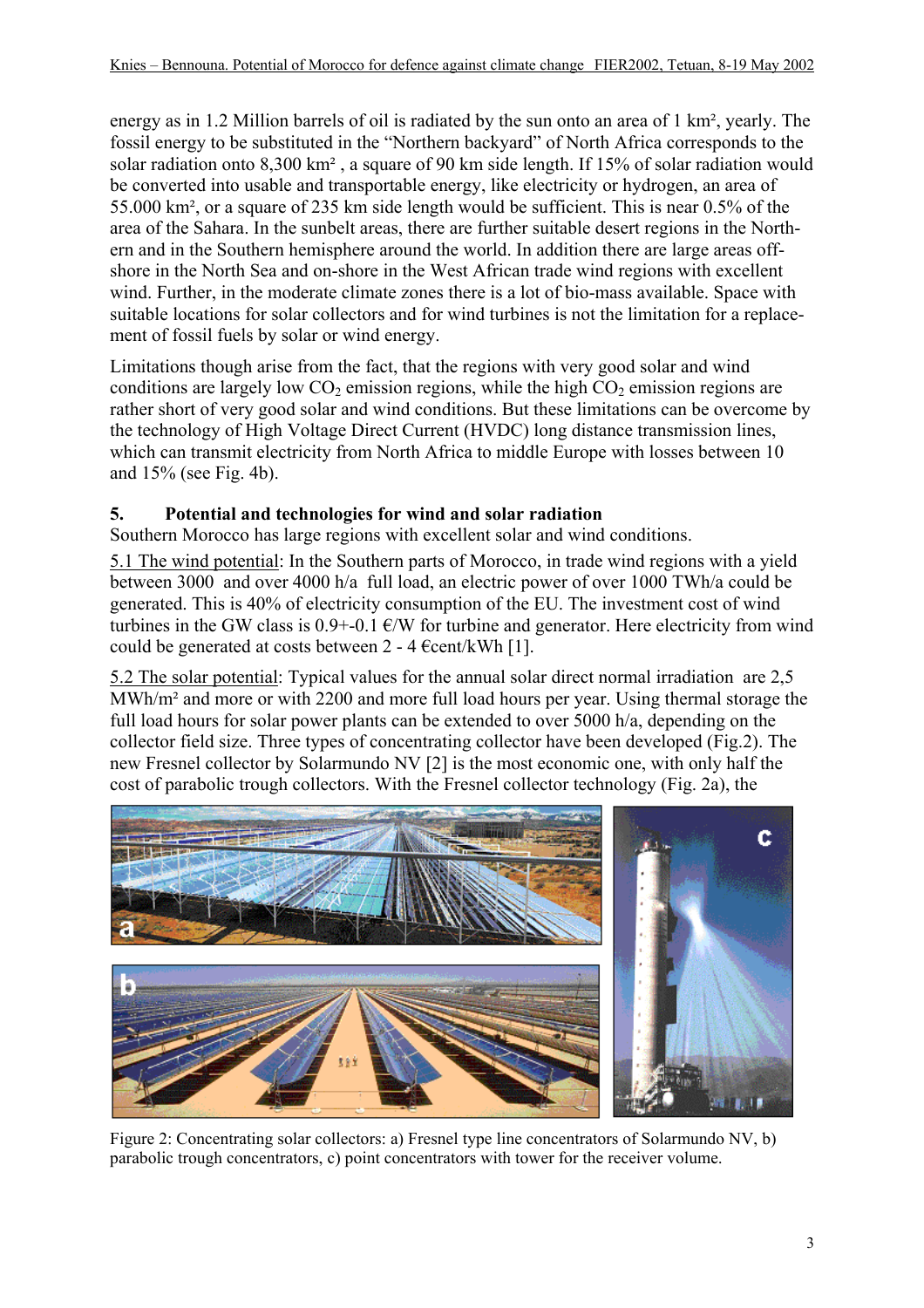energy as in 1.2 Million barrels of oil is radiated by the sun onto an area of 1 km², yearly. The fossil energy to be substituted in the "Northern backyard" of North Africa corresponds to the solar radiation onto 8,300 km², a square of 90 km side length. If 15% of solar radiation would be converted into usable and transportable energy, like electricity or hydrogen, an area of 55.000 km², or a square of 235 km side length would be sufficient. This is near 0.5% of the area of the Sahara. In the sunbelt areas, there are further suitable desert regions in the Northern and in the Southern hemisphere around the world. In addition there are large areas offshore in the North Sea and on-shore in the West African trade wind regions with excellent wind. Further, in the moderate climate zones there is a lot of bio-mass available. Space with suitable locations for solar collectors and for wind turbines is not the limitation for a replacement of fossil fuels by solar or wind energy.

Limitations though arise from the fact, that the regions with very good solar and wind conditions are largely low $CO_2$ emission regions, while the high $CO_2$ emission regions are rather short of very good solar and wind conditions. But these limitations can be overcome by the technology of High Voltage Direct Current (HVDC) long distance transmission lines, which can transmit electricity from North Africa to middle Europe with losses between 10 and 15% (see Fig. 4b).

## 5. Potential and technologies for wind and solar radiation

Southern Morocco has large regions with excellent solar and wind conditions.

5.1 The wind potential: In the Southern parts of Morocco, in trade wind regions with a yield between 3000 and over 4000 h/a full load, an electric power of over 1000 TWh/a could be generated. This is 40% of electricity consumption of the EU. The investment cost of wind turbines in the GW class is 0.9+-0.1 €/W for turbine and generator. Here electricity from wind could be generated at costs between 2 - 4 €cent/kWh [1].

5.2 The solar potential: Typical values for the annual solar direct normal irradiation are 2,5 MWh/m² and more or with 2200 and more full load hours per year. Using thermal storage the full load hours for solar power plants can be extended to over 5000 h/a, depending on the collector field size. Three types of concentrating collector have been developed (Fig.2). The new Fresnel collector by Solarmundo NV [2] is the most economic one, with only half the cost of parabolic trough collectors. With the Fresnel collector technology (Fig. 2a), the

Figure 2: Concentrating solar collectors: a) Fresnel type line concentrators of Solarmundo NV, b) parabolic trough concentrators, c) point concentrators with tower for the receiver volume.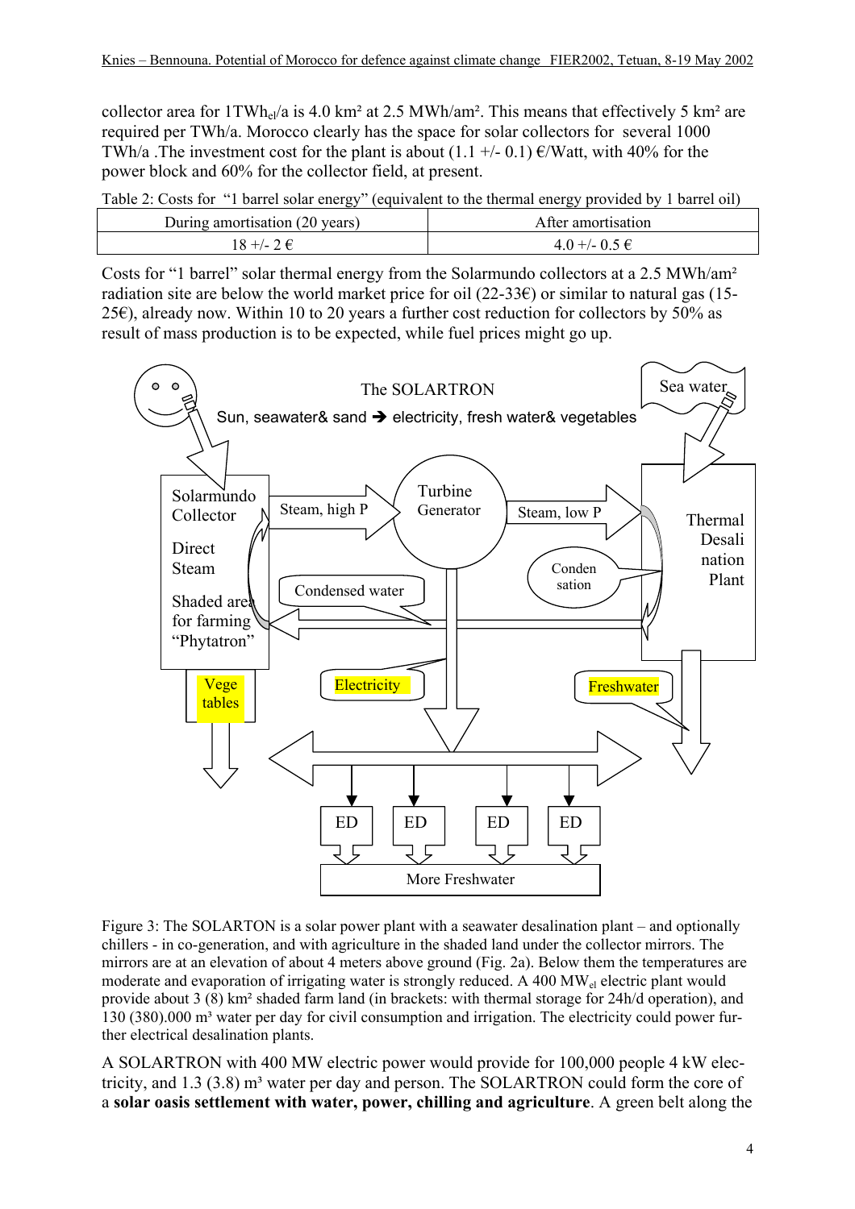collector area for 1TWh$_{el}$/a is 4.0 km² at 2.5 MWh/am². This means that effectively 5 km² are required per TWh/a. Morocco clearly has the space for solar collectors for several 1000 TWh/a .The investment cost for the plant is about (1.1 +/- 0.1) €/Watt, with 40% for the power block and 60% for the collector field, at present.

Table 2: Costs for "1 barrel solar energy" (equivalent to the thermal energy provided by 1 barrel oil)

| During amortisation (20 years) | After amortisation |
|---|---|
| 18 +/- 2 € | 4.0 +/- 0.5 € |

Costs for "1 barrel" solar thermal energy from the Solarmundo collectors at a 2.5 MWh/am² radiation site are below the world market price for oil (22-33€) or similar to natural gas (15-25€), already now. Within 10 to 20 years a further cost reduction for collectors by 50% as result of mass production is to be expected, while fuel prices might go up.

The SOLARTRON

Sun, seawater& sand ➔ electricity, fresh water& vegetables

Sea water

Solarmundo Collector

Direct Steam

Shaded area for farming "Phytatron"

Steam, high P

Turbine Generator

Steam, low P

Thermal Desalination Plant

Condensation

Condensed water

Vegetables

Electricity

Freshwater

ED

ED

ED

ED

More Freshwater

Figure 3: The SOLARTON is a solar power plant with a seawater desalination plant – and optionally chillers - in co-generation, and with agriculture in the shaded land under the collector mirrors. The mirrors are at an elevation of about 4 meters above ground (Fig. 2a). Below them the temperatures are moderate and evaporation of irrigating water is strongly reduced. A 400 MW$_{el}$ electric plant would provide about 3 (8) km² shaded farm land (in brackets: with thermal storage for 24h/d operation), and 130 (380).000 m³ water per day for civil consumption and irrigation. The electricity could power further electrical desalination plants.

A SOLARTRON with 400 MW electric power would provide for 100,000 people 4 kW electricity, and 1.3 (3.8) m³ water per day and person. The SOLARTRON could form the core of a **solar oasis settlement with water, power, chilling and agriculture**. A green belt along the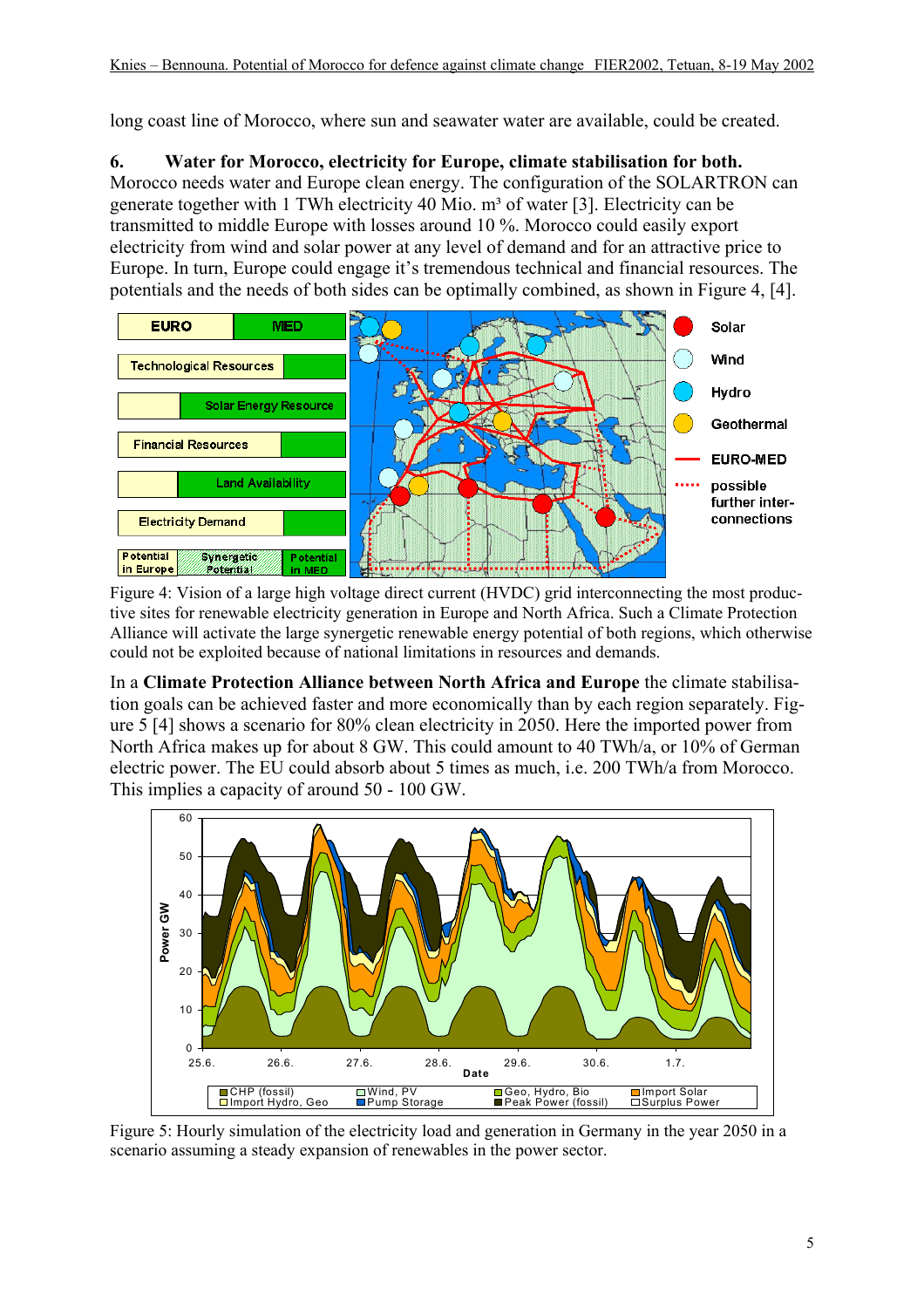long coast line of Morocco, where sun and seawater water are available, could be created.

## 6. Water for Morocco, electricity for Europe, climate stabilisation for both.

Morocco needs water and Europe clean energy. The configuration of the SOLARTRON can generate together with 1 TWh electricity 40 Mio. m³ of water [3]. Electricity can be transmitted to middle Europe with losses around 10 %. Morocco could easily export electricity from wind and solar power at any level of demand and for an attractive price to Europe. In turn, Europe could engage it's tremendous technical and financial resources. The potentials and the needs of both sides can be optimally combined, as shown in Figure 4, [4].

Figure 4: Vision of a large high voltage direct current (HVDC) grid interconnecting the most productive sites for renewable electricity generation in Europe and North Africa. Such a Climate Protection Alliance will activate the large synergetic renewable energy potential of both regions, which otherwise could not be exploited because of national limitations in resources and demands.

In a **Climate Protection Alliance between North Africa and Europe** the climate stabilisation goals can be achieved faster and more economically than by each region separately. Figure 5 [4] shows a scenario for 80% clean electricity in 2050. Here the imported power from North Africa makes up for about 8 GW. This could amount to 40 TWh/a, or 10% of German electric power. The EU could absorb about 5 times as much, i.e. 200 TWh/a from Morocco. This implies a capacity of around 50 - 100 GW.

Figure 5: Hourly simulation of the electricity load and generation in Germany in the year 2050 in a scenario assuming a steady expansion of renewables in the power sector.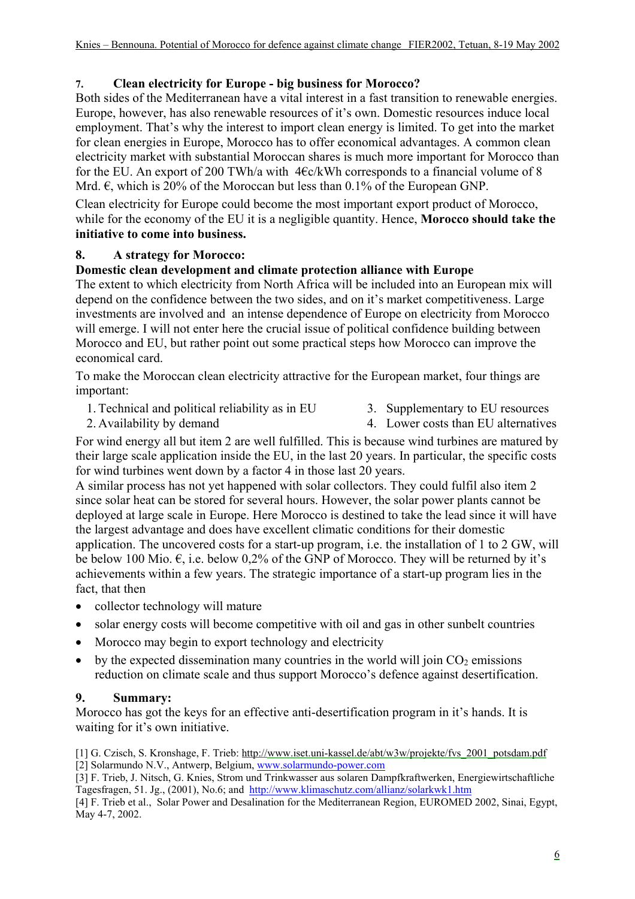## 7. Clean electricity for Europe - big business for Morocco?

Both sides of the Mediterranean have a vital interest in a fast transition to renewable energies. Europe, however, has also renewable resources of it's own. Domestic resources induce local employment. That's why the interest to import clean energy is limited. To get into the market for clean energies in Europe, Morocco has to offer economical advantages. A common clean electricity market with substantial Moroccan shares is much more important for Morocco than for the EU. An export of 200 TWh/a with 4€c/kWh corresponds to a financial volume of 8 Mrd. €, which is 20% of the Moroccan but less than 0.1% of the European GNP.

Clean electricity for Europe could become the most important export product of Morocco, while for the economy of the EU it is a negligible quantity. Hence, **Morocco should take the initiative to come into business.**

## 8. A strategy for Morocco:

### Domestic clean development and climate protection alliance with Europe

The extent to which electricity from North Africa will be included into an European mix will depend on the confidence between the two sides, and on it's market competitiveness. Large investments are involved and an intense dependence of Europe on electricity from Morocco will emerge. I will not enter here the crucial issue of political confidence building between Morocco and EU, but rather point out some practical steps how Morocco can improve the economical card.

To make the Moroccan clean electricity attractive for the European market, four things are important:

1. Technical and political reliability as in EU
2. Availability by demand
3. Supplementary to EU resources
4. Lower costs than EU alternatives

For wind energy all but item 2 are well fulfilled. This is because wind turbines are matured by their large scale application inside the EU, in the last 20 years. In particular, the specific costs for wind turbines went down by a factor 4 in those last 20 years.

A similar process has not yet happened with solar collectors. They could fulfil also item 2 since solar heat can be stored for several hours. However, the solar power plants cannot be deployed at large scale in Europe. Here Morocco is destined to take the lead since it will have the largest advantage and does have excellent climatic conditions for their domestic application. The uncovered costs for a start-up program, i.e. the installation of 1 to 2 GW, will be below 100 Mio. €, i.e. below 0,2% of the GNP of Morocco. They will be returned by it's achievements within a few years. The strategic importance of a start-up program lies in the fact, that then

- collector technology will mature
- solar energy costs will become competitive with oil and gas in other sunbelt countries
- Morocco may begin to export technology and electricity
- by the expected dissemination many countries in the world will join $CO_2$ emissions reduction on climate scale and thus support Morocco's defence against desertification.

## 9. Summary:

Morocco has got the keys for an effective anti-desertification program in it's hands. It is waiting for it's own initiative.

[1] G. Czisch, S. Kronshage, F. Trieb: http://www.iset.uni-kassel.de/abt/w3w/projekte/fvs_2001_potsdam.pdf

[2] Solarmundo N.V., Antwerp, Belgium, www.solarmundo-power.com

[3] F. Trieb, J. Nitsch, G. Knies, Strom und Trinkwasser aus solaren Dampfkraftwerken, Energiewirtschaftliche Tagesfragen, 51. Jg., (2001), No.6; and http://www.klimaschutz.com/allianz/solarkwk1.htm

[4] F. Trieb et al., Solar Power and Desalination for the Mediterranean Region, EUROMED 2002, Sinai, Egypt, May 4-7, 2002.